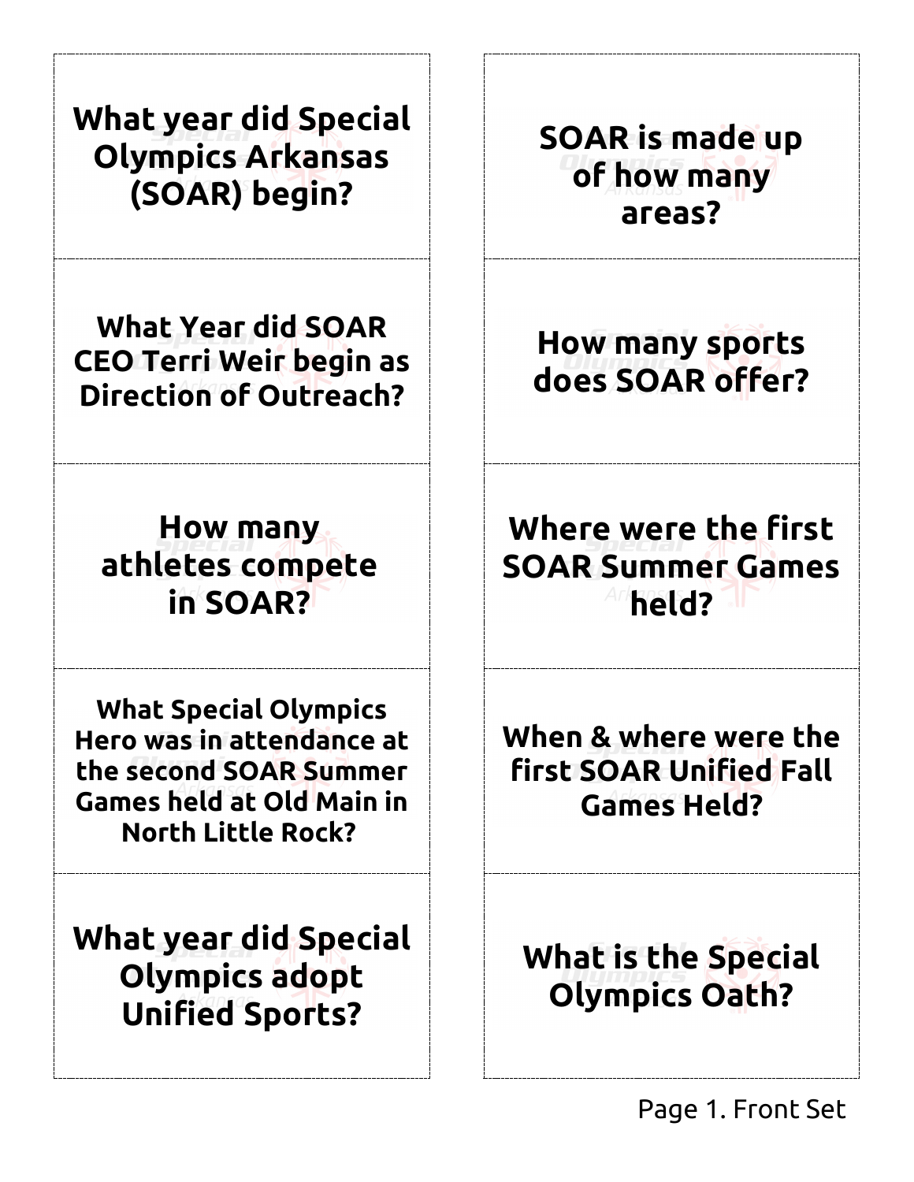**What year did Special Olympics Arkansas (SOAR) begin?**

**SOAR is made up of how many areas?**

**What Year did SOAR CEO Terri Weir begin as Direction of Outreach?**

**How many sports does SOAR offer?**

**How many athletes compete in SOAR?**

**Where were the first SOAR Summer Games held?**

**What Special Olympics Hero was in attendance at the second SOAR Summer Games held at Old Main in North Little Rock?**

**When & where were the first SOAR Unified Fall Games Held?**

**What year did Special Olympics adopt Unified Sports?**

**What is the Special Olympics Oath?**

Page 1. Front Set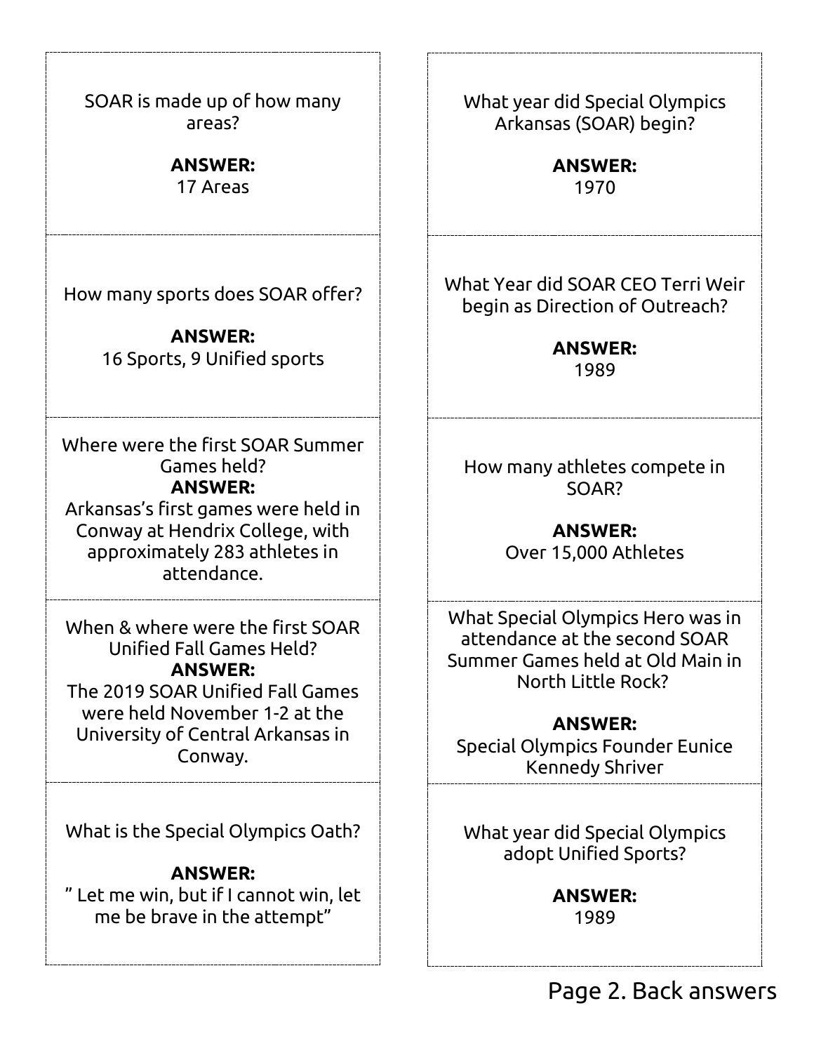SOAR is made up of how many areas?

**ANSWER:**
17 Areas

How many sports does SOAR offer?

**ANSWER:**
16 Sports, 9 Unified sports

Where were the first SOAR Summer Games held?
**ANSWER:**
Arkansas's first games were held in Conway at Hendrix College, with approximately 283 athletes in attendance.

When & where were the first SOAR Unified Fall Games Held?
**ANSWER:**
The 2019 SOAR Unified Fall Games were held November 1-2 at the University of Central Arkansas in Conway.

What is the Special Olympics Oath?

**ANSWER:**
" Let me win, but if I cannot win, let me be brave in the attempt"

What year did Special Olympics Arkansas (SOAR) begin?

**ANSWER:**
1970

What Year did SOAR CEO Terri Weir begin as Direction of Outreach?

**ANSWER:**
1989

How many athletes compete in SOAR?

**ANSWER:**
Over 15,000 Athletes

What Special Olympics Hero was in attendance at the second SOAR Summer Games held at Old Main in North Little Rock?

**ANSWER:**
Special Olympics Founder Eunice Kennedy Shriver

What year did Special Olympics adopt Unified Sports?

**ANSWER:**
1989

Page 2. Back answers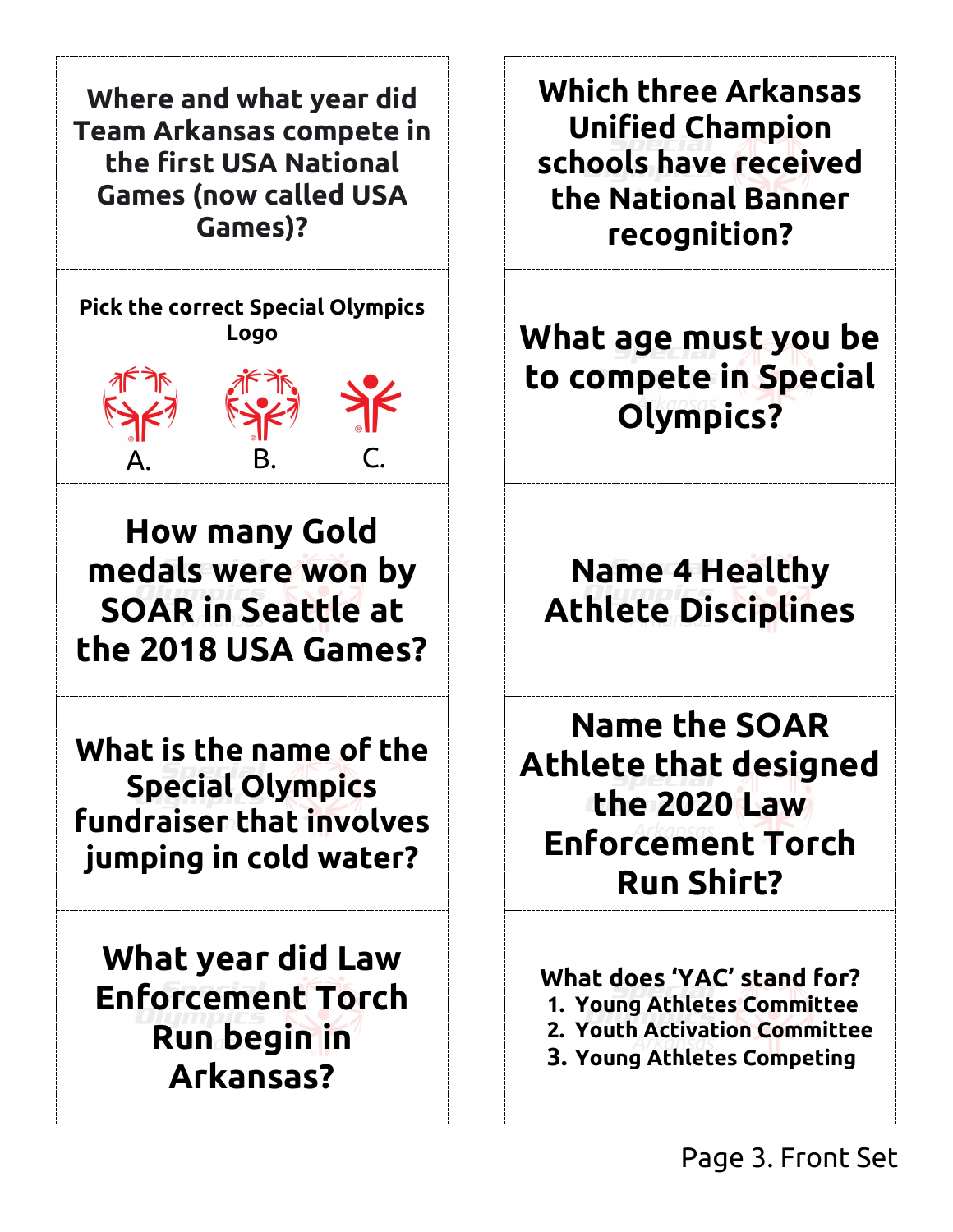Where and what year did Team Arkansas compete in the first USA National Games (now called USA Games)?

Which three Arkansas Unified Champion schools have received the National Banner recognition?

Pick the correct Special Olympics Logo

A. B. C.

What age must you be to compete in Special Olympics?

How many Gold medals were won by SOAR in Seattle at the 2018 USA Games?

Name 4 Healthy Athlete Disciplines

What is the name of the Special Olympics fundraiser that involves jumping in cold water?

Name the SOAR Athlete that designed the 2020 Law Enforcement Torch Run Shirt?

What year did Law Enforcement Torch Run begin in Arkansas?

What does 'YAC' stand for?

1. Young Athletes Committee
2. Youth Activation Committee
3. Young Athletes Competing

Page 3. Front Set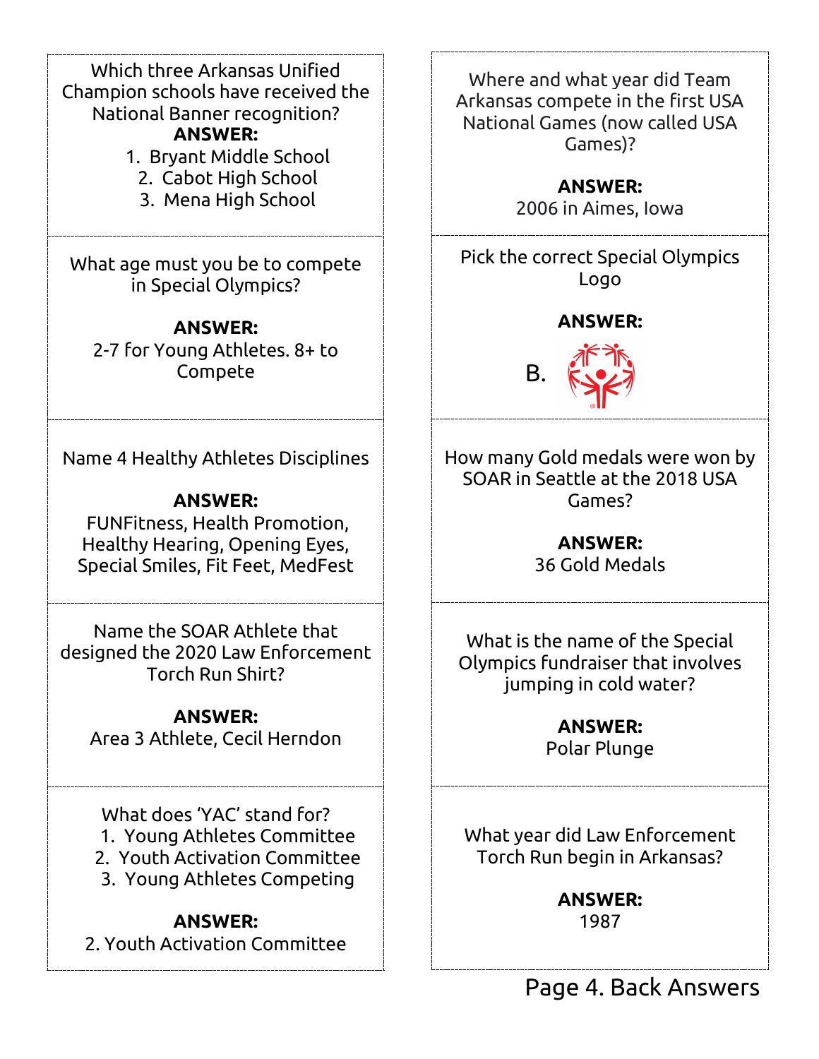Which three Arkansas Unified Champion schools have received the National Banner recognition?

**ANSWER:**

1. Bryant Middle School
2. Cabot High School
3. Mena High School

What age must you be to compete in Special Olympics?

**ANSWER:**
2-7 for Young Athletes. 8+ to Compete

Name 4 Healthy Athletes Disciplines

**ANSWER:**
FUNFitness, Health Promotion, Healthy Hearing, Opening Eyes, Special Smiles, Fit Feet, MedFest

Name the SOAR Athlete that designed the 2020 Law Enforcement Torch Run Shirt?

**ANSWER:**
Area 3 Athlete, Cecil Herndon

What does 'YAC' stand for?

1. Young Athletes Committee
2. Youth Activation Committee
3. Young Athletes Competing

**ANSWER:**
2. Youth Activation Committee

Where and what year did Team Arkansas compete in the first USA National Games (now called USA Games)?

**ANSWER:**
2006 in Aimes, Iowa

Pick the correct Special Olympics Logo

**ANSWER:**

B.

How many Gold medals were won by SOAR in Seattle at the 2018 USA Games?

**ANSWER:**
36 Gold Medals

What is the name of the Special Olympics fundraiser that involves jumping in cold water?

**ANSWER:**
Polar Plunge

What year did Law Enforcement Torch Run begin in Arkansas?

**ANSWER:**
1987

Page 4. Back Answers